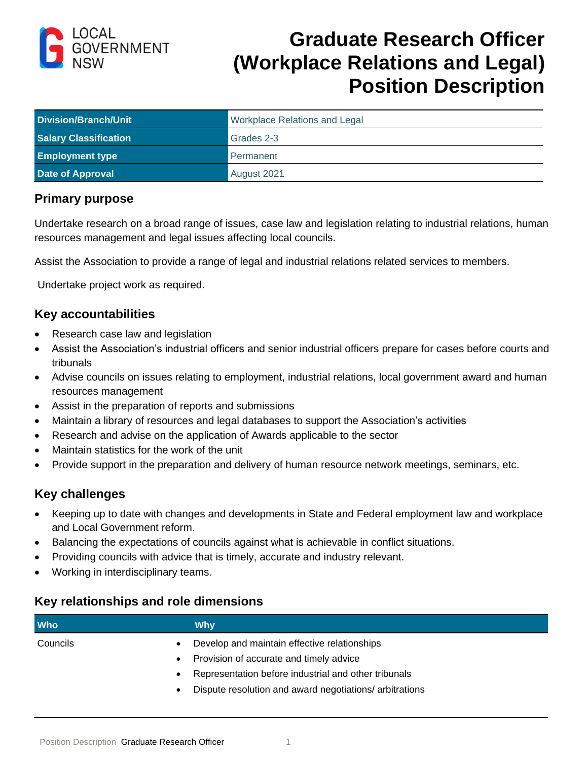LOCAL GOVERNMENT NSW

# Graduate Research Officer (Workplace Relations and Legal) Position Description

| Division/Branch/Unit | Workplace Relations and Legal |
|---|---|
| Salary Classification | Grades 2-3 |
| Employment type | Permanent |
| Date of Approval | August 2021 |

## Primary purpose

Undertake research on a broad range of issues, case law and legislation relating to industrial relations, human resources management and legal issues affecting local councils.

Assist the Association to provide a range of legal and industrial relations related services to members.

Undertake project work as required.

## Key accountabilities

- Research case law and legislation
- Assist the Association's industrial officers and senior industrial officers prepare for cases before courts and tribunals
- Advise councils on issues relating to employment, industrial relations, local government award and human resources management
- Assist in the preparation of reports and submissions
- Maintain a library of resources and legal databases to support the Association's activities
- Research and advise on the application of Awards applicable to the sector
- Maintain statistics for the work of the unit
- Provide support in the preparation and delivery of human resource network meetings, seminars, etc.

## Key challenges

- Keeping up to date with changes and developments in State and Federal employment law and workplace and Local Government reform.
- Balancing the expectations of councils against what is achievable in conflict situations.
- Providing councils with advice that is timely, accurate and industry relevant.
- Working in interdisciplinary teams.

## Key relationships and role dimensions

| Who | Why |
|---|---|
| Councils | • Develop and maintain effective relationships<br>• Provision of accurate and timely advice<br>• Representation before industrial and other tribunals<br>• Dispute resolution and award negotiations/ arbitrations |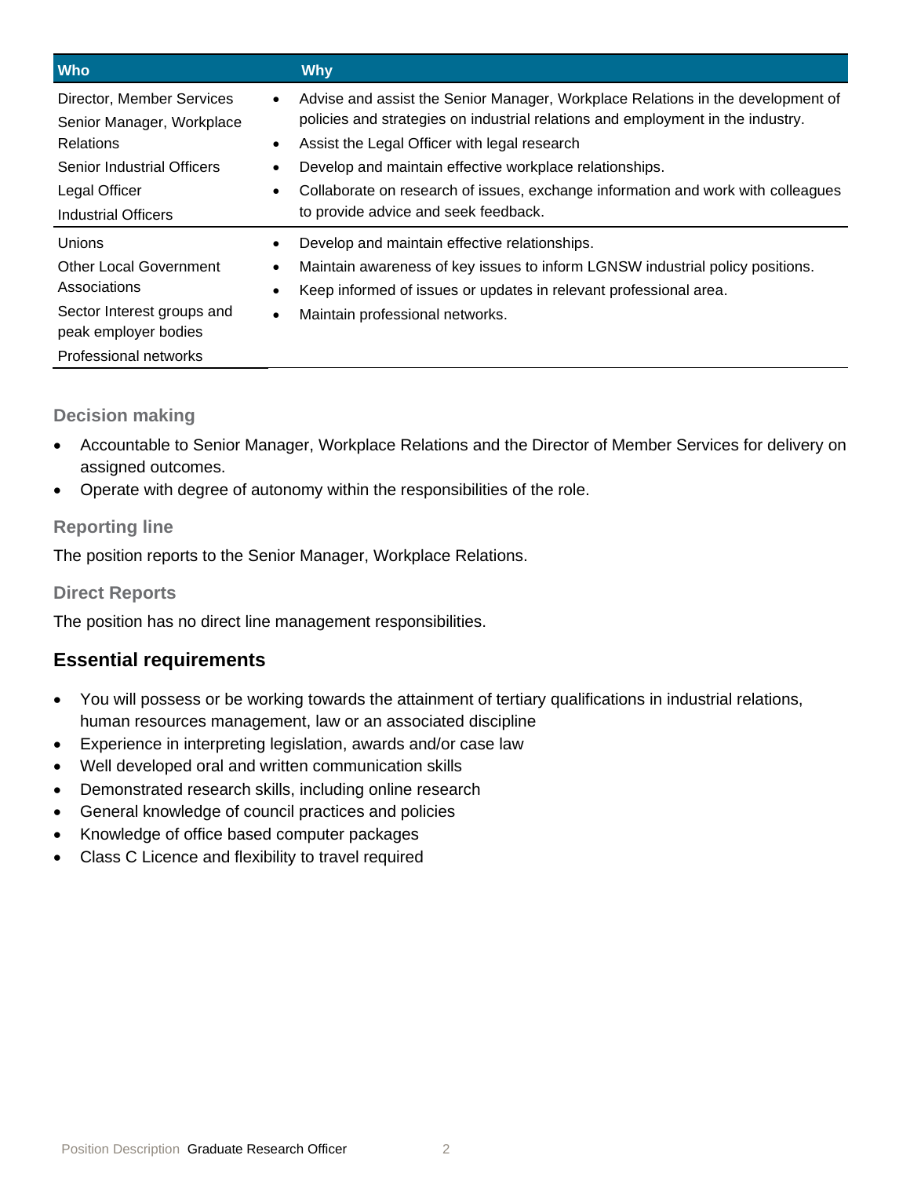| Who | Why |
| --- | --- |
| Director, Member Services<br>Senior Manager, Workplace Relations<br>Senior Industrial Officers<br>Legal Officer<br>Industrial Officers | • Advise and assist the Senior Manager, Workplace Relations in the development of policies and strategies on industrial relations and employment in the industry.<br>• Assist the Legal Officer with legal research<br>• Develop and maintain effective workplace relationships.<br>• Collaborate on research of issues, exchange information and work with colleagues to provide advice and seek feedback. |
| Unions<br>Other Local Government Associations<br>Sector Interest groups and peak employer bodies<br>Professional networks | • Develop and maintain effective relationships.<br>• Maintain awareness of key issues to inform LGNSW industrial policy positions.<br>• Keep informed of issues or updates in relevant professional area.<br>• Maintain professional networks. |

### Decision making

- Accountable to Senior Manager, Workplace Relations and the Director of Member Services for delivery on assigned outcomes.
- Operate with degree of autonomy within the responsibilities of the role.

### Reporting line

The position reports to the Senior Manager, Workplace Relations.

### Direct Reports

The position has no direct line management responsibilities.

## Essential requirements

- You will possess or be working towards the attainment of tertiary qualifications in industrial relations, human resources management, law or an associated discipline
- Experience in interpreting legislation, awards and/or case law
- Well developed oral and written communication skills
- Demonstrated research skills, including online research
- General knowledge of council practices and policies
- Knowledge of office based computer packages
- Class C Licence and flexibility to travel required